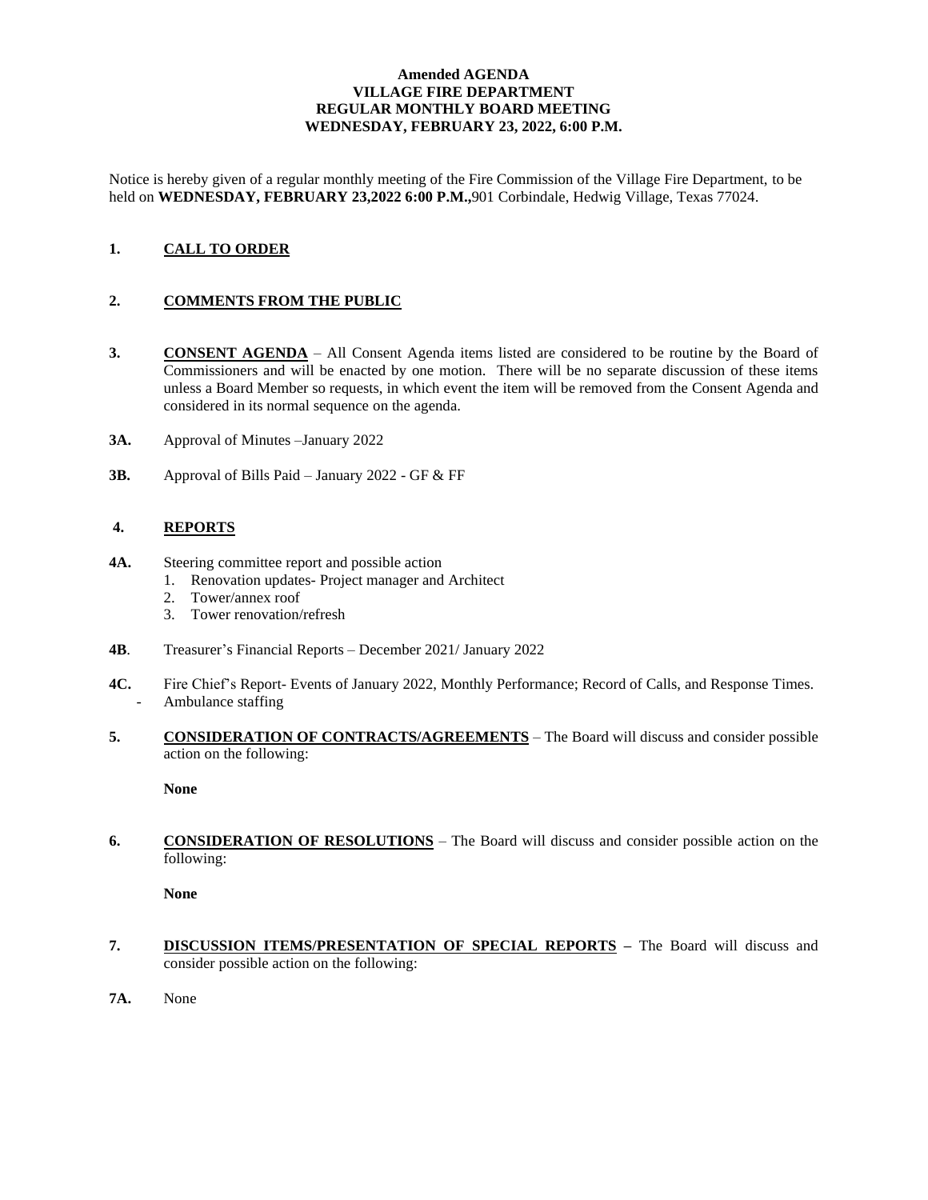**Amended AGENDA**
**VILLAGE FIRE DEPARTMENT**
**REGULAR MONTHLY BOARD MEETING**
**WEDNESDAY, FEBRUARY 23, 2022, 6:00 P.M.**

Notice is hereby given of a regular monthly meeting of the Fire Commission of the Village Fire Department, to be held on **WEDNESDAY, FEBRUARY 23,2022 6:00 P.M.,**901 Corbindale, Hedwig Village, Texas 77024.

**1. CALL TO ORDER**

**2. COMMENTS FROM THE PUBLIC**

**3. CONSENT AGENDA** – All Consent Agenda items listed are considered to be routine by the Board of Commissioners and will be enacted by one motion. There will be no separate discussion of these items unless a Board Member so requests, in which event the item will be removed from the Consent Agenda and considered in its normal sequence on the agenda.

**3A.** Approval of Minutes –January 2022

**3B.** Approval of Bills Paid – January 2022 - GF & FF

**4. REPORTS**

**4A.** Steering committee report and possible action

1. Renovation updates- Project manager and Architect
2. Tower/annex roof
3. Tower renovation/refresh

**4B**. Treasurer's Financial Reports – December 2021/ January 2022

**4C.** Fire Chief's Report- Events of January 2022, Monthly Performance; Record of Calls, and Response Times.

- Ambulance staffing

**5. CONSIDERATION OF CONTRACTS/AGREEMENTS** – The Board will discuss and consider possible action on the following:

**None**

**6. CONSIDERATION OF RESOLUTIONS** – The Board will discuss and consider possible action on the following:

**None**

**7. DISCUSSION ITEMS/PRESENTATION OF SPECIAL REPORTS –** The Board will discuss and consider possible action on the following:

**7A.** None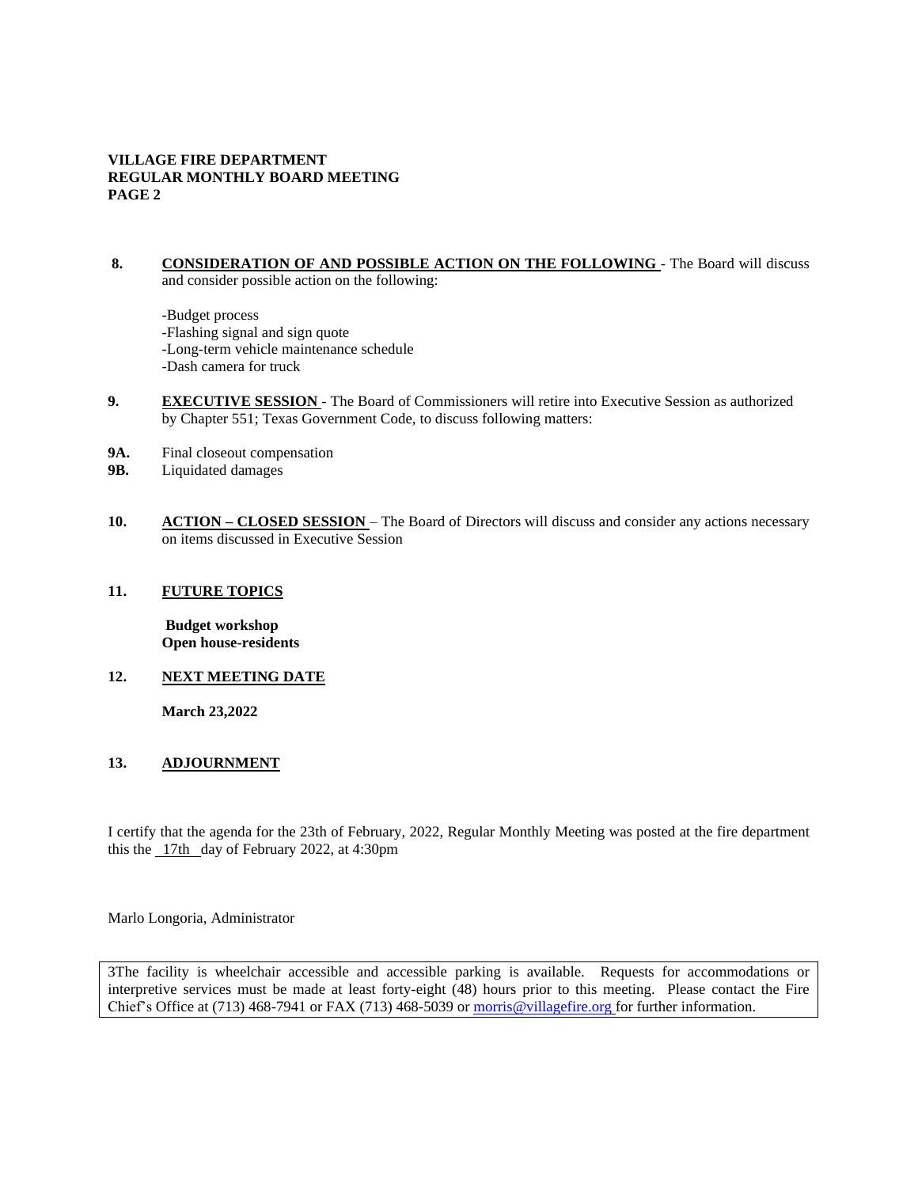**8.** **CONSIDERATION OF AND POSSIBLE ACTION ON THE FOLLOWING** - The Board will discuss and consider possible action on the following:

-Budget process
-Flashing signal and sign quote
-Long-term vehicle maintenance schedule
-Dash camera for truck

**9.** **EXECUTIVE SESSION** - The Board of Commissioners will retire into Executive Session as authorized by Chapter 551; Texas Government Code, to discuss following matters:

**9A.** Final closeout compensation
**9B.** Liquidated damages

**10.** **ACTION – CLOSED SESSION** – The Board of Directors will discuss and consider any actions necessary on items discussed in Executive Session

**11.** **FUTURE TOPICS**

**Budget workshop**
**Open house-residents**

**12.** **NEXT MEETING DATE**

**March 23,2022**

**13.** **ADJOURNMENT**

I certify that the agenda for the 23th of February, 2022, Regular Monthly Meeting was posted at the fire department this the 17th day of February 2022, at 4:30pm

Marlo Longoria, Administrator

3The facility is wheelchair accessible and accessible parking is available. Requests for accommodations or interpretive services must be made at least forty-eight (48) hours prior to this meeting. Please contact the Fire Chief's Office at (713) 468-7941 or FAX (713) 468-5039 or morris@villagefire.org for further information.